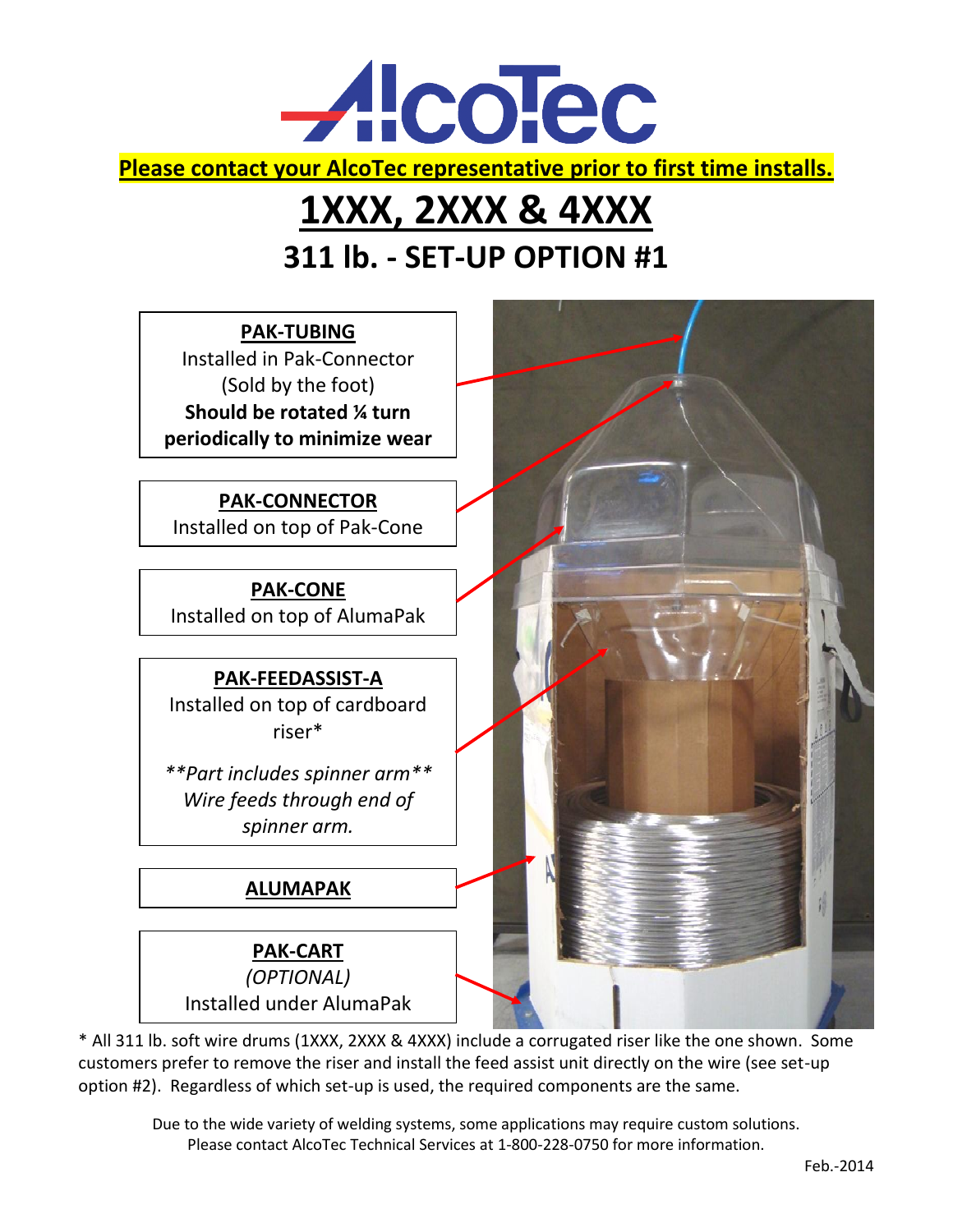# AlcoTec

**Please contact your AlcoTec representative prior to first time installs.**

# 1XXX, 2XXX & 4XXX

## 311 lb. - SET-UP OPTION #1

**PAK-TUBING**
Installed in Pak-Connector
(Sold by the foot)
**Should be rotated ¼ turn periodically to minimize wear**

**PAK-CONNECTOR**
Installed on top of Pak-Cone

**PAK-CONE**
Installed on top of AlumaPak

**PAK-FEEDASSIST-A**
Installed on top of cardboard riser*

*\*\*Part includes spinner arm\*\**
*Wire feeds through end of spinner arm.*

**ALUMAPAK**

**PAK-CART**
*(OPTIONAL)*
Installed under AlumaPak

\* All 311 lb. soft wire drums (1XXX, 2XXX & 4XXX) include a corrugated riser like the one shown. Some customers prefer to remove the riser and install the feed assist unit directly on the wire (see set-up option #2). Regardless of which set-up is used, the required components are the same.

Due to the wide variety of welding systems, some applications may require custom solutions. Please contact AlcoTec Technical Services at 1-800-228-0750 for more information.

Feb.-2014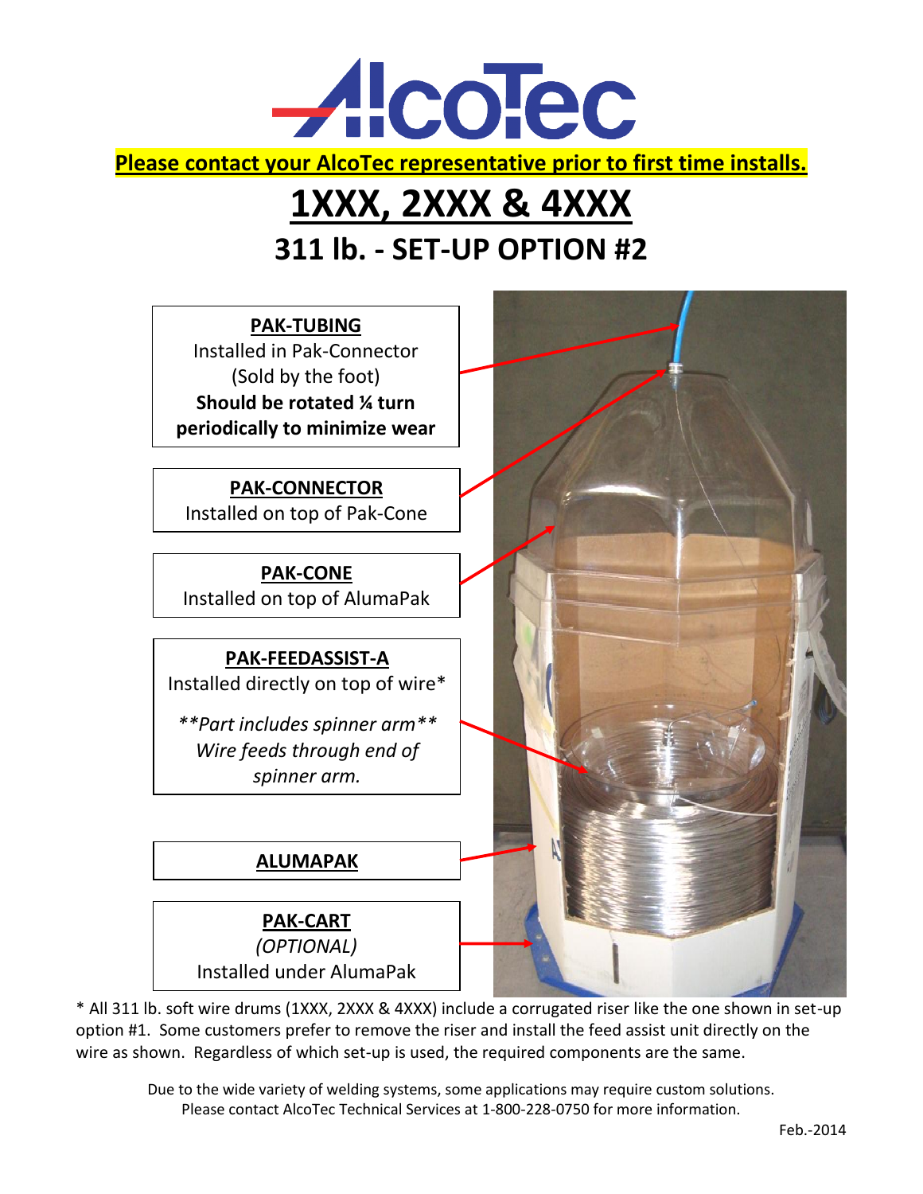**Please contact your AlcoTec representative prior to first time installs.**

# 1XXX, 2XXX & 4XXX

## 311 lb. - SET-UP OPTION #2

**PAK-TUBING**
Installed in Pak-Connector
(Sold by the foot)
**Should be rotated ¼ turn periodically to minimize wear**

**PAK-CONNECTOR**
Installed on top of Pak-Cone

**PAK-CONE**
Installed on top of AlumaPak

**PAK-FEEDASSIST-A**
Installed directly on top of wire*

*\*\*Part includes spinner arm\*\**
*Wire feeds through end of spinner arm.*

**ALUMAPAK**

**PAK-CART**
*(OPTIONAL)*
Installed under AlumaPak

* All 311 lb. soft wire drums (1XXX, 2XXX & 4XXX) include a corrugated riser like the one shown in set-up option #1. Some customers prefer to remove the riser and install the feed assist unit directly on the wire as shown. Regardless of which set-up is used, the required components are the same.

Due to the wide variety of welding systems, some applications may require custom solutions. Please contact AlcoTec Technical Services at 1-800-228-0750 for more information.

Feb.-2014